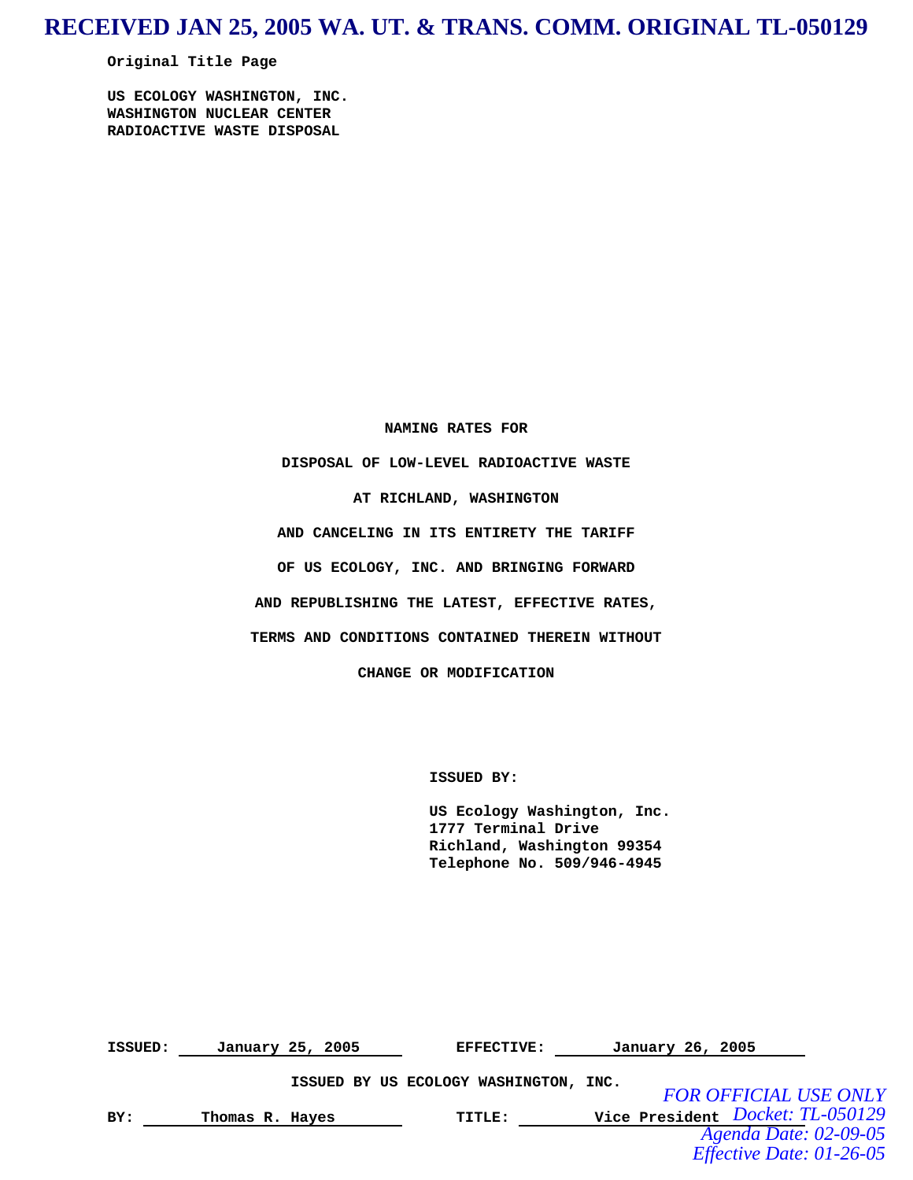**RECEIVED JAN 25, 2005 WA. UT. & TRANS. COMM. ORIGINAL TL-050129**

**Original Title Page**

**US ECOLOGY WASHINGTON, INC.**
**WASHINGTON NUCLEAR CENTER**
**RADIOACTIVE WASTE DISPOSAL**

**NAMING RATES FOR**

**DISPOSAL OF LOW-LEVEL RADIOACTIVE WASTE**

**AT RICHLAND, WASHINGTON**

**AND CANCELING IN ITS ENTIRETY THE TARIFF**

**OF US ECOLOGY, INC. AND BRINGING FORWARD**

**AND REPUBLISHING THE LATEST, EFFECTIVE RATES,**

**TERMS AND CONDITIONS CONTAINED THEREIN WITHOUT**

**CHANGE OR MODIFICATION**

**ISSUED BY:**

**US Ecology Washington, Inc.**
**1777 Terminal Drive**
**Richland, Washington 99354**
**Telephone No. 509/946-4945**

**ISSUED:** January 25, 2005 **EFFECTIVE:** January 26, 2005

**ISSUED BY US ECOLOGY WASHINGTON, INC.**

**BY:** Thomas R. Hayes **TITLE:** Vice President

*FOR OFFICIAL USE ONLY*
*Docket: TL-050129*
*Agenda Date: 02-09-05*
*Effective Date: 01-26-05*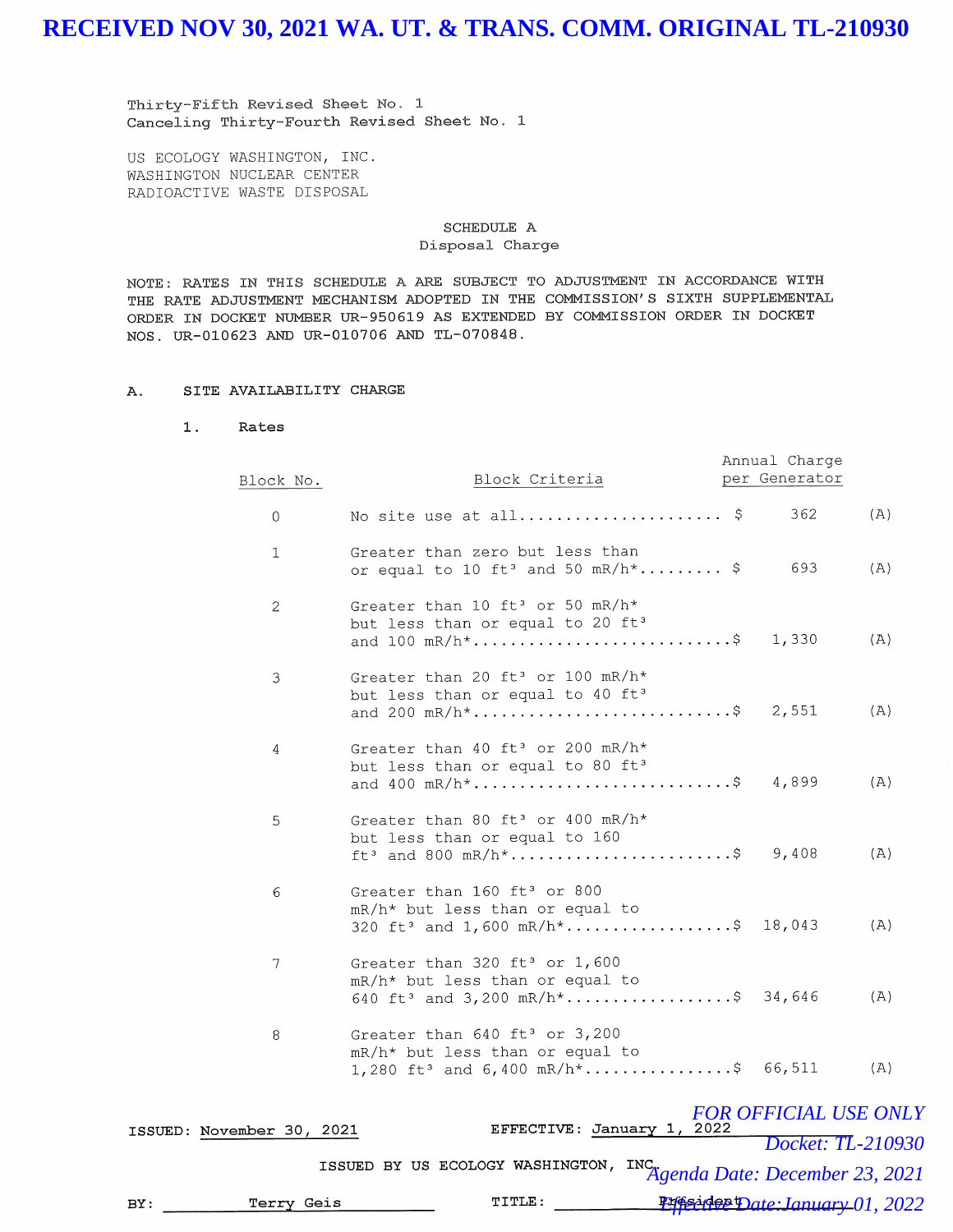RECEIVED NOV 30, 2021 WA. UT. & TRANS. COMM. ORIGINAL TL-210930

Thirty-Fifth Revised Sheet No. 1
Canceling Thirty-Fourth Revised Sheet No. 1

US ECOLOGY WASHINGTON, INC.
WASHINGTON NUCLEAR CENTER
RADIOACTIVE WASTE DISPOSAL

## SCHEDULE A
### Disposal Charge

NOTE: RATES IN THIS SCHEDULE A ARE SUBJECT TO ADJUSTMENT IN ACCORDANCE WITH THE RATE ADJUSTMENT MECHANISM ADOPTED IN THE COMMISSION'S SIXTH SUPPLEMENTAL ORDER IN DOCKET NUMBER UR-950619 AS EXTENDED BY COMMISSION ORDER IN DOCKET NOS. UR-010623 AND UR-010706 AND TL-070848.

A. SITE AVAILABILITY CHARGE

1. Rates

| Block No. | Block Criteria | Annual Charge per Generator | |
|---|---|---|---|
| 0 | No site use at all | $ 362 | (A) |
| 1 | Greater than zero but less than or equal to 10 $ft^3$ and 50 mR/h* | $ 693 | (A) |
| 2 | Greater than 10 $ft^3$ or 50 mR/h* but less than or equal to 20 $ft^3$ and 100 mR/h* | $ 1,330 | (A) |
| 3 | Greater than 20 $ft^3$ or 100 mR/h* but less than or equal to 40 $ft^3$ and 200 mR/h* | $ 2,551 | (A) |
| 4 | Greater than 40 $ft^3$ or 200 mR/h* but less than or equal to 80 $ft^3$ and 400 mR/h* | $ 4,899 | (A) |
| 5 | Greater than 80 $ft^3$ or 400 mR/h* but less than or equal to 160 $ft^3$ and 800 mR/h* | $ 9,408 | (A) |
| 6 | Greater than 160 $ft^3$ or 800 mR/h* but less than or equal to 320 $ft^3$ and 1,600 mR/h* | $ 18,043 | (A) |
| 7 | Greater than 320 $ft^3$ or 1,600 mR/h* but less than or equal to 640 $ft^3$ and 3,200 mR/h* | $ 34,646 | (A) |
| 8 | Greater than 640 $ft^3$ or 3,200 mR/h* but less than or equal to 1,280 $ft^3$ and 6,400 mR/h* | $ 66,511 | (A) |

ISSUED: November 30, 2021 EFFECTIVE: January 1, 2022

ISSUED BY US ECOLOGY WASHINGTON, INC.

BY: Terry Geis TITLE: President

*FOR OFFICIAL USE ONLY*
*Docket: TL-210930*
*Agenda Date: December 23, 2021*
*Effective Date: January 01, 2022*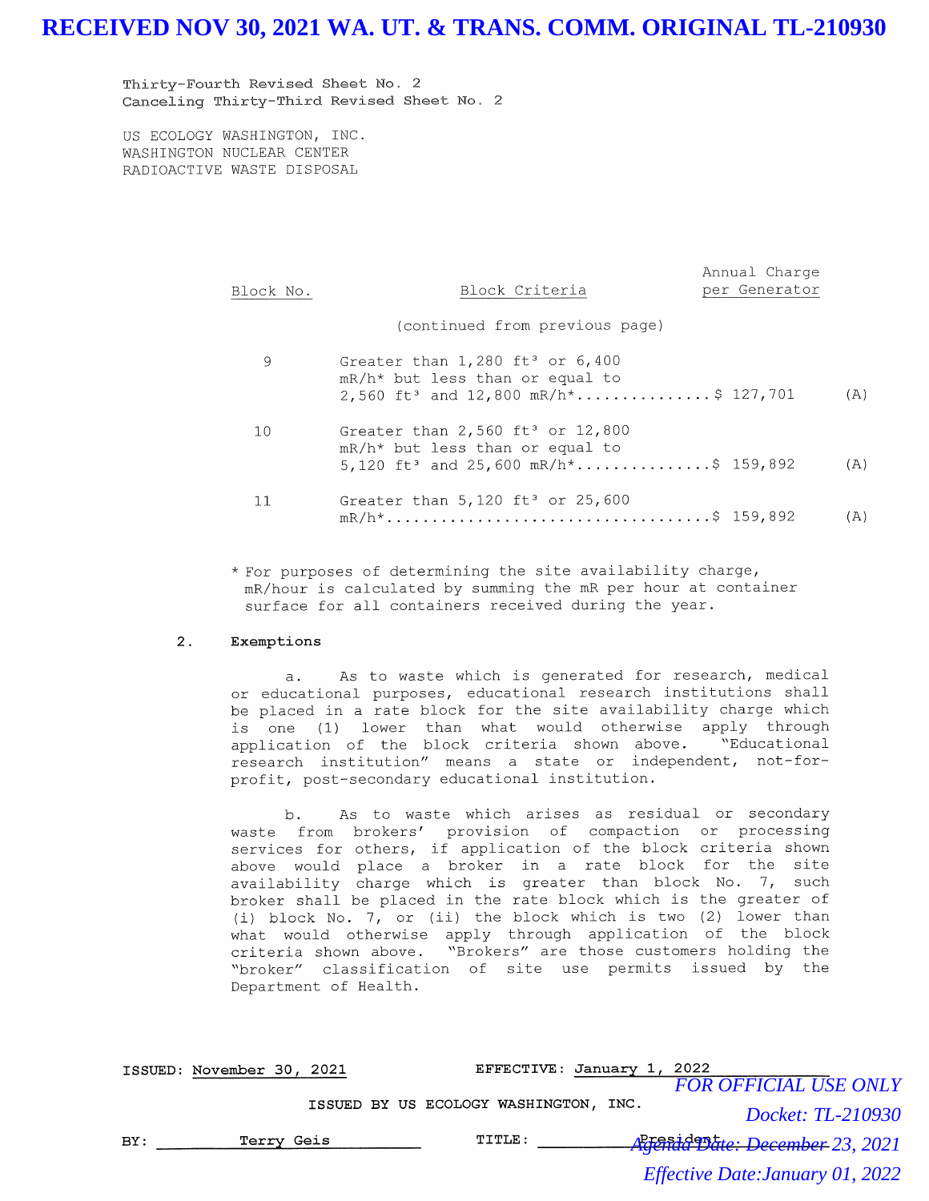RECEIVED NOV 30, 2021 WA. UT. & TRANS. COMM. ORIGINAL TL-210930

Thirty-Fourth Revised Sheet No. 2
Canceling Thirty-Third Revised Sheet No. 2

US ECOLOGY WASHINGTON, INC.
WASHINGTON NUCLEAR CENTER
RADIOACTIVE WASTE DISPOSAL

| Block No. | Block Criteria | Annual Charge per Generator | |
|---|---|---|---|
| | (continued from previous page) | | |
| 9 | Greater than 1,280 ft³ or 6,400 mR/h* but less than or equal to 2,560 ft³ and 12,800 mR/h* | $ 127,701 | (A) |
| 10 | Greater than 2,560 ft³ or 12,800 mR/h* but less than or equal to 5,120 ft³ and 25,600 mR/h* | $ 159,892 | (A) |
| 11 | Greater than 5,120 ft³ or 25,600 mR/h* | $ 159,892 | (A) |

\* For purposes of determining the site availability charge, mR/hour is calculated by summing the mR per hour at container surface for all containers received during the year.

2. **Exemptions**

a. As to waste which is generated for research, medical or educational purposes, educational research institutions shall be placed in a rate block for the site availability charge which is one (1) lower than what would otherwise apply through application of the block criteria shown above. "Educational research institution" means a state or independent, not-for-profit, post-secondary educational institution.

b. As to waste which arises as residual or secondary waste from brokers' provision of compaction or processing services for others, if application of the block criteria shown above would place a broker in a rate block for the site availability charge which is greater than block No. 7, such broker shall be placed in the rate block which is the greater of (i) block No. 7, or (ii) the block which is two (2) lower than what would otherwise apply through application of the block criteria shown above. "Brokers" are those customers holding the "broker" classification of site use permits issued by the Department of Health.

ISSUED: November 30, 2021 EFFECTIVE: January 1, 2022

ISSUED BY US ECOLOGY WASHINGTON, INC.

BY: Terry Geis TITLE: President

FOR OFFICIAL USE ONLY
Docket: TL-210930
Agenda Date: December 23, 2021
Effective Date: January 01, 2022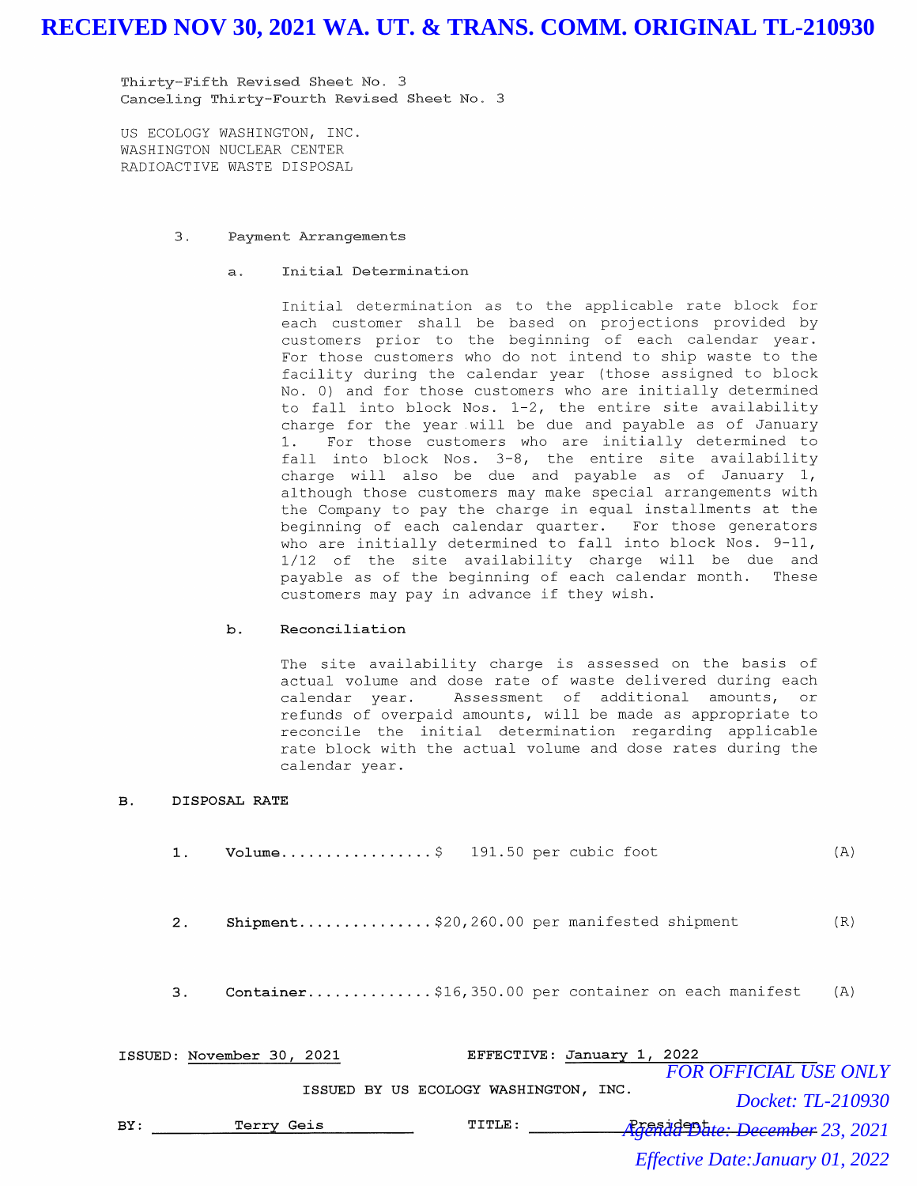RECEIVED NOV 30, 2021 WA. UT. & TRANS. COMM. ORIGINAL TL-210930

Thirty-Fifth Revised Sheet No. 3
Canceling Thirty-Fourth Revised Sheet No. 3

US ECOLOGY WASHINGTON, INC.
WASHINGTON NUCLEAR CENTER
RADIOACTIVE WASTE DISPOSAL

3. Payment Arrangements

a. **Initial Determination**

Initial determination as to the applicable rate block for each customer shall be based on projections provided by customers prior to the beginning of each calendar year. For those customers who do not intend to ship waste to the facility during the calendar year (those assigned to block No. 0) and for those customers who are initially determined to fall into block Nos. 1-2, the entire site availability charge for the year will be due and payable as of January 1. For those customers who are initially determined to fall into block Nos. 3-8, the entire site availability charge will also be due and payable as of January 1, although those customers may make special arrangements with the Company to pay the charge in equal installments at the beginning of each calendar quarter. For those generators who are initially determined to fall into block Nos. 9-11, 1/12 of the site availability charge will be due and payable as of the beginning of each calendar month. These customers may pay in advance if they wish.

b. **Reconciliation**

The site availability charge is assessed on the basis of actual volume and dose rate of waste delivered during each calendar year. Assessment of additional amounts, or refunds of overpaid amounts, will be made as appropriate to reconcile the initial determination regarding applicable rate block with the actual volume and dose rates during the calendar year.

B. DISPOSAL RATE

1. **Volume**.................$ 191.50 per cubic foot (A)

2. **Shipment**..............$20,260.00 per manifested shipment (R)

3. **Container**.............$16,350.00 per container on each manifest (A)

ISSUED: November 30, 2021 EFFECTIVE: January 1, 2022

ISSUED BY US ECOLOGY WASHINGTON, INC.

BY: Terry Geis TITLE: President

FOR OFFICIAL USE ONLY
Docket: TL-210930
Agenda Date: December 23, 2021
Effective Date: January 01, 2022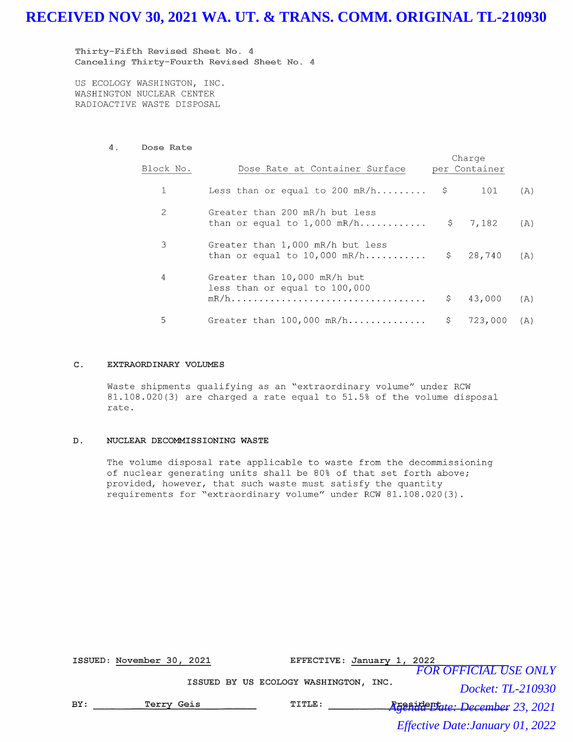RECEIVED NOV 30, 2021 WA. UT. & TRANS. COMM. ORIGINAL TL-210930

Thirty-Fifth Revised Sheet No. 4
Canceling Thirty-Fourth Revised Sheet No. 4

US ECOLOGY WASHINGTON, INC.
WASHINGTON NUCLEAR CENTER
RADIOACTIVE WASTE DISPOSAL

4. Dose Rate

| Block No. | Dose Rate at Container Surface | Charge per Container | |
|---|---|---|---|
| 1 | Less than or equal to 200 mR/h | $ 101 | (A) |
| 2 | Greater than 200 mR/h but less than or equal to 1,000 mR/h | $ 7,182 | (A) |
| 3 | Greater than 1,000 mR/h but less than or equal to 10,000 mR/h | $ 28,740 | (A) |
| 4 | Greater than 10,000 mR/h but less than or equal to 100,000 mR/h | $ 43,000 | (A) |
| 5 | Greater than 100,000 mR/h | $ 723,000 | (A) |

## C. EXTRAORDINARY VOLUMES

Waste shipments qualifying as an "extraordinary volume" under RCW 81.108.020(3) are charged a rate equal to 51.5% of the volume disposal rate.

## D. NUCLEAR DECOMMISSIONING WASTE

The volume disposal rate applicable to waste from the decommissioning of nuclear generating units shall be 80% of that set forth above; provided, however, that such waste must satisfy the quantity requirements for "extraordinary volume" under RCW 81.108.020(3).

ISSUED: November 30, 2021 EFFECTIVE: January 1, 2022

ISSUED BY US ECOLOGY WASHINGTON, INC.

BY: Terry Geis TITLE: President

*FOR OFFICIAL USE ONLY*
*Docket: TL-210930*
*Agenda Date: December 23, 2021*
*Effective Date: January 01, 2022*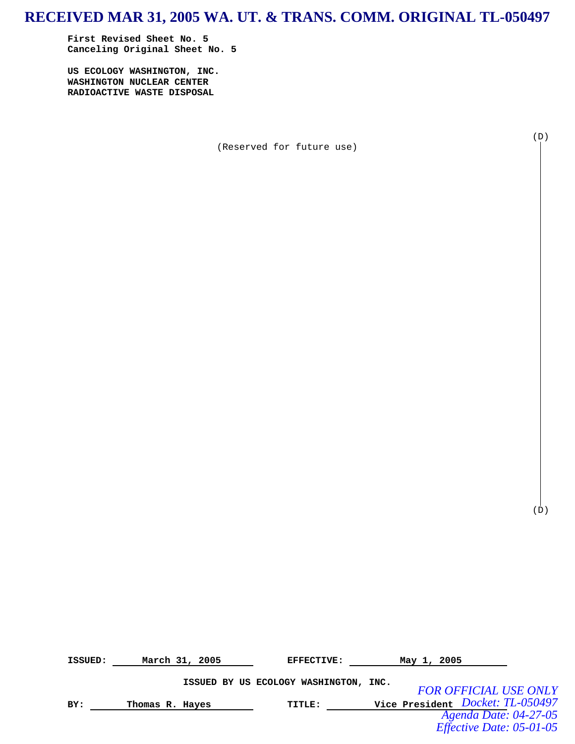**RECEIVED MAR 31, 2005 WA. UT. & TRANS. COMM. ORIGINAL TL-050497**

**First Revised Sheet No. 5**
**Canceling Original Sheet No. 5**

**US ECOLOGY WASHINGTON, INC.**
**WASHINGTON NUCLEAR CENTER**
**RADIOACTIVE WASTE DISPOSAL**

(D)

(Reserved for future use)

(D)

**ISSUED:** March 31, 2005 **EFFECTIVE:** May 1, 2005

**ISSUED BY US ECOLOGY WASHINGTON, INC.**

**BY:** Thomas R. Hayes **TITLE:** Vice President

*FOR OFFICIAL USE ONLY*
*Docket: TL-050497*
*Agenda Date: 04-27-05*
*Effective Date: 05-01-05*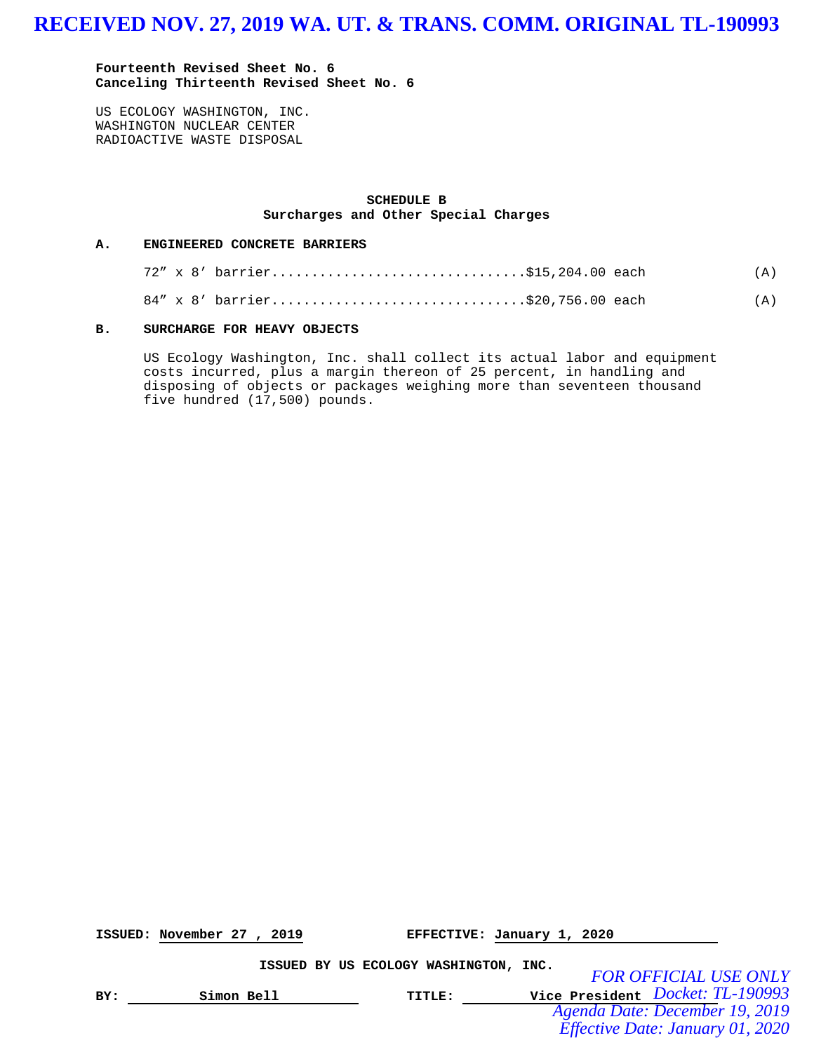RECEIVED NOV. 27, 2019 WA. UT. & TRANS. COMM. ORIGINAL TL-190993

**Fourteenth Revised Sheet No. 6**
**Canceling Thirteenth Revised Sheet No. 6**

US ECOLOGY WASHINGTON, INC.
WASHINGTON NUCLEAR CENTER
RADIOACTIVE WASTE DISPOSAL

**SCHEDULE B**
**Surcharges and Other Special Charges**

**A. ENGINEERED CONCRETE BARRIERS**

72″ x 8′ barrier................................$15,204.00 each (A)

84″ x 8′ barrier................................$20,756.00 each (A)

**B. SURCHARGE FOR HEAVY OBJECTS**

US Ecology Washington, Inc. shall collect its actual labor and equipment costs incurred, plus a margin thereon of 25 percent, in handling and disposing of objects or packages weighing more than seventeen thousand five hundred (17,500) pounds.

**ISSUED:** November 27 , 2019 **EFFECTIVE:** January 1, 2020

**ISSUED BY US ECOLOGY WASHINGTON, INC.**

**BY:** Simon Bell **TITLE:** Vice President

*FOR OFFICIAL USE ONLY*
*Docket: TL-190993*
*Agenda Date: December 19, 2019*
*Effective Date: January 01, 2020*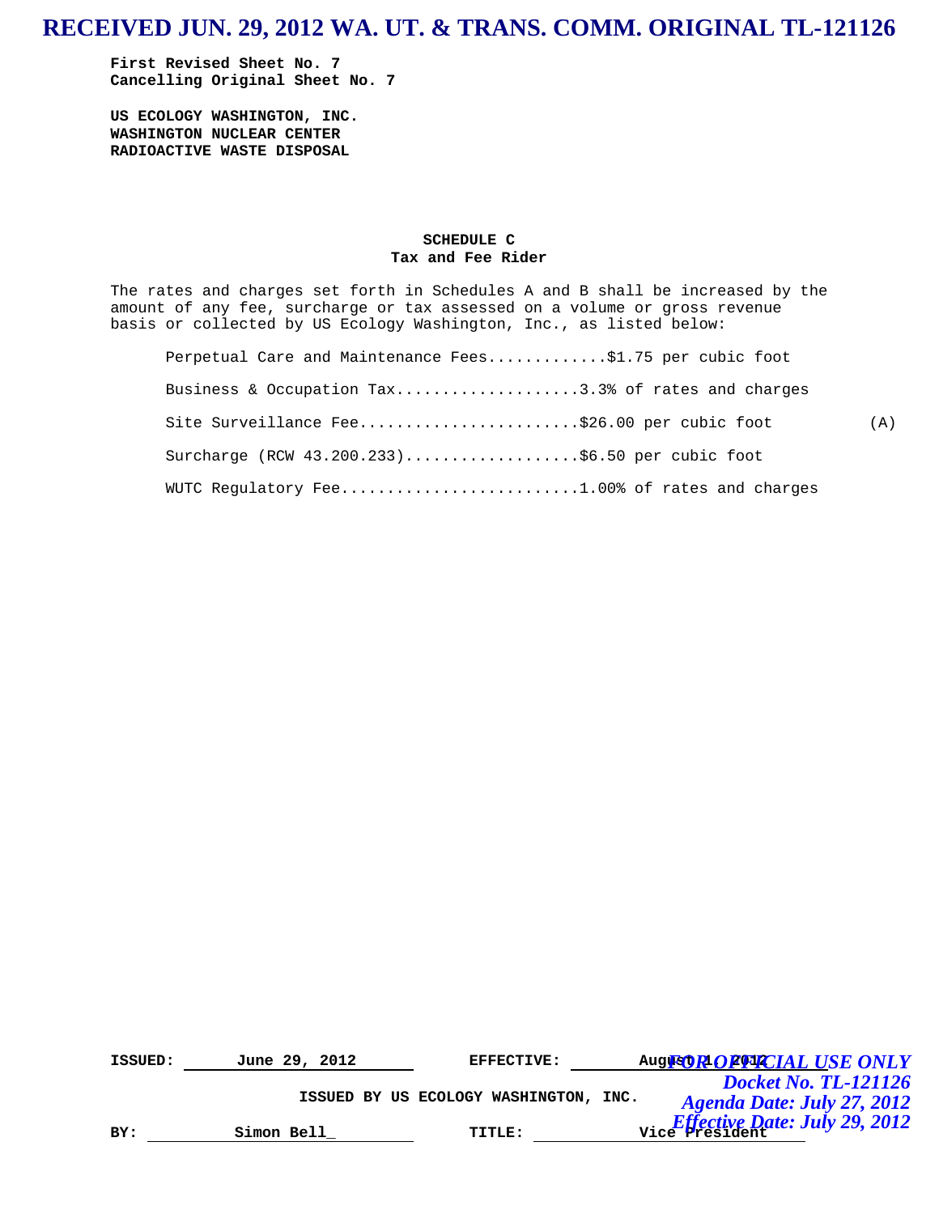**RECEIVED JUN. 29, 2012 WA. UT. & TRANS. COMM. ORIGINAL TL-121126**

**First Revised Sheet No. 7**
**Cancelling Original Sheet No. 7**

**US ECOLOGY WASHINGTON, INC.**
**WASHINGTON NUCLEAR CENTER**
**RADIOACTIVE WASTE DISPOSAL**

## SCHEDULE C
### Tax and Fee Rider

The rates and charges set forth in Schedules A and B shall be increased by the amount of any fee, surcharge or tax assessed on a volume or gross revenue basis or collected by US Ecology Washington, Inc., as listed below:

Perpetual Care and Maintenance Fees.............$1.75 per cubic foot

Business & Occupation Tax....................3.3% of rates and charges

Site Surveillance Fee........................$26.00 per cubic foot (A)

Surcharge (RCW 43.200.233)...................$6.50 per cubic foot

WUTC Regulatory Fee..........................1.00% of rates and charges

**ISSUED:** June 29, 2012 **EFFECTIVE:** August 1, 2012

**ISSUED BY US ECOLOGY WASHINGTON, INC.**

**BY:** Simon Bell_ **TITLE:** Vice President

*FOR OFFICIAL USE ONLY*
*Docket No. TL-121126*
*Agenda Date: July 27, 2012*
*Effective Date: July 29, 2012*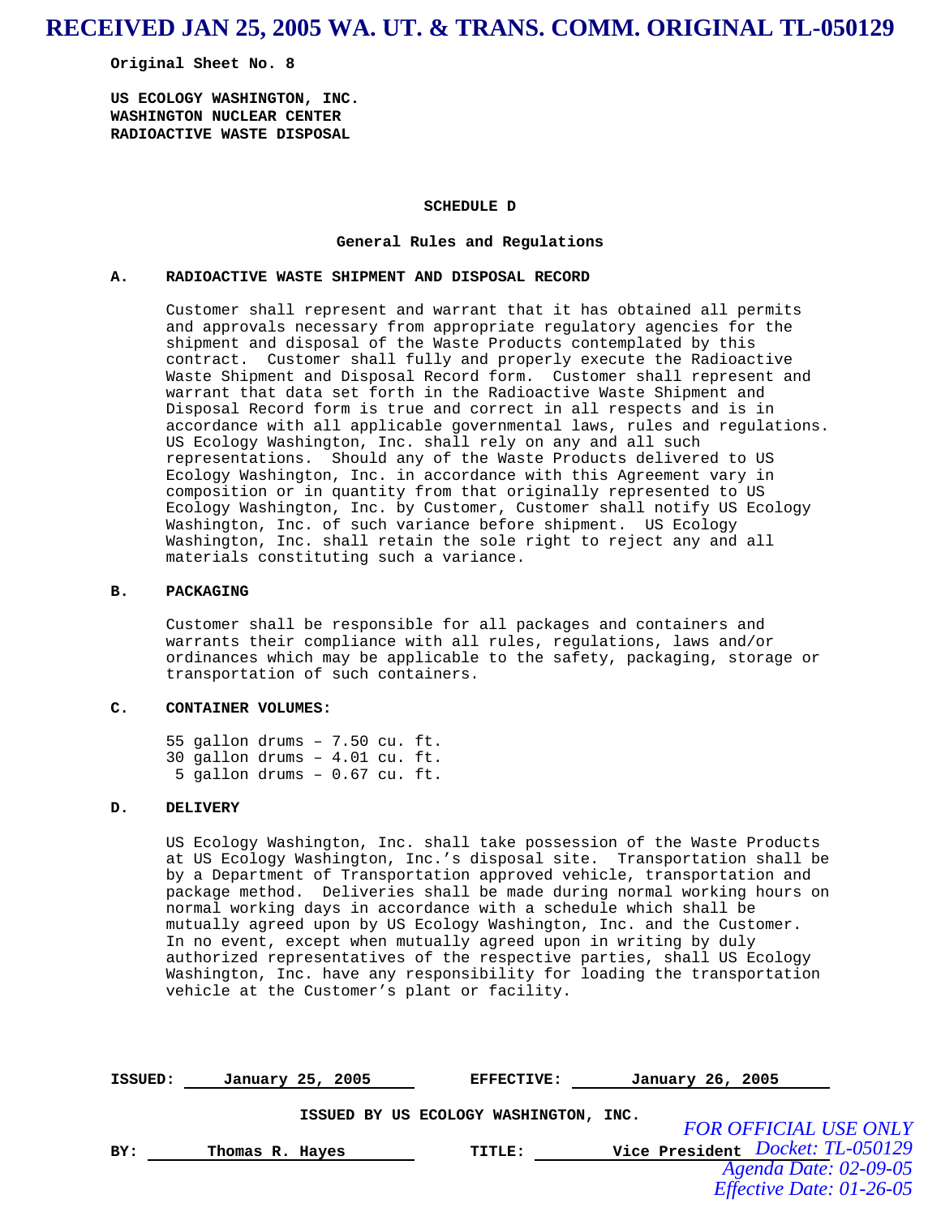**RECEIVED JAN 25, 2005 WA. UT. & TRANS. COMM. ORIGINAL TL-050129**

**Original Sheet No. 8**

**US ECOLOGY WASHINGTON, INC.**
**WASHINGTON NUCLEAR CENTER**
**RADIOACTIVE WASTE DISPOSAL**

## SCHEDULE D

### General Rules and Regulations

**A. RADIOACTIVE WASTE SHIPMENT AND DISPOSAL RECORD**

Customer shall represent and warrant that it has obtained all permits and approvals necessary from appropriate regulatory agencies for the shipment and disposal of the Waste Products contemplated by this contract. Customer shall fully and properly execute the Radioactive Waste Shipment and Disposal Record form. Customer shall represent and warrant that data set forth in the Radioactive Waste Shipment and Disposal Record form is true and correct in all respects and is in accordance with all applicable governmental laws, rules and regulations. US Ecology Washington, Inc. shall rely on any and all such representations. Should any of the Waste Products delivered to US Ecology Washington, Inc. in accordance with this Agreement vary in composition or in quantity from that originally represented to US Ecology Washington, Inc. by Customer, Customer shall notify US Ecology Washington, Inc. of such variance before shipment. US Ecology Washington, Inc. shall retain the sole right to reject any and all materials constituting such a variance.

**B. PACKAGING**

Customer shall be responsible for all packages and containers and warrants their compliance with all rules, regulations, laws and/or ordinances which may be applicable to the safety, packaging, storage or transportation of such containers.

**C. CONTAINER VOLUMES:**

55 gallon drums – 7.50 cu. ft.
30 gallon drums – 4.01 cu. ft.
5 gallon drums – 0.67 cu. ft.

**D. DELIVERY**

US Ecology Washington, Inc. shall take possession of the Waste Products at US Ecology Washington, Inc.'s disposal site. Transportation shall be by a Department of Transportation approved vehicle, transportation and package method. Deliveries shall be made during normal working hours on normal working days in accordance with a schedule which shall be mutually agreed upon by US Ecology Washington, Inc. and the Customer. In no event, except when mutually agreed upon in writing by duly authorized representatives of the respective parties, shall US Ecology Washington, Inc. have any responsibility for loading the transportation vehicle at the Customer's plant or facility.

**ISSUED:** January 25, 2005 **EFFECTIVE:** January 26, 2005

**ISSUED BY US ECOLOGY WASHINGTON, INC.**

**BY:** Thomas R. Hayes **TITLE:** Vice President

*FOR OFFICIAL USE ONLY*
*Docket: TL-050129*
*Agenda Date: 02-09-05*
*Effective Date: 01-26-05*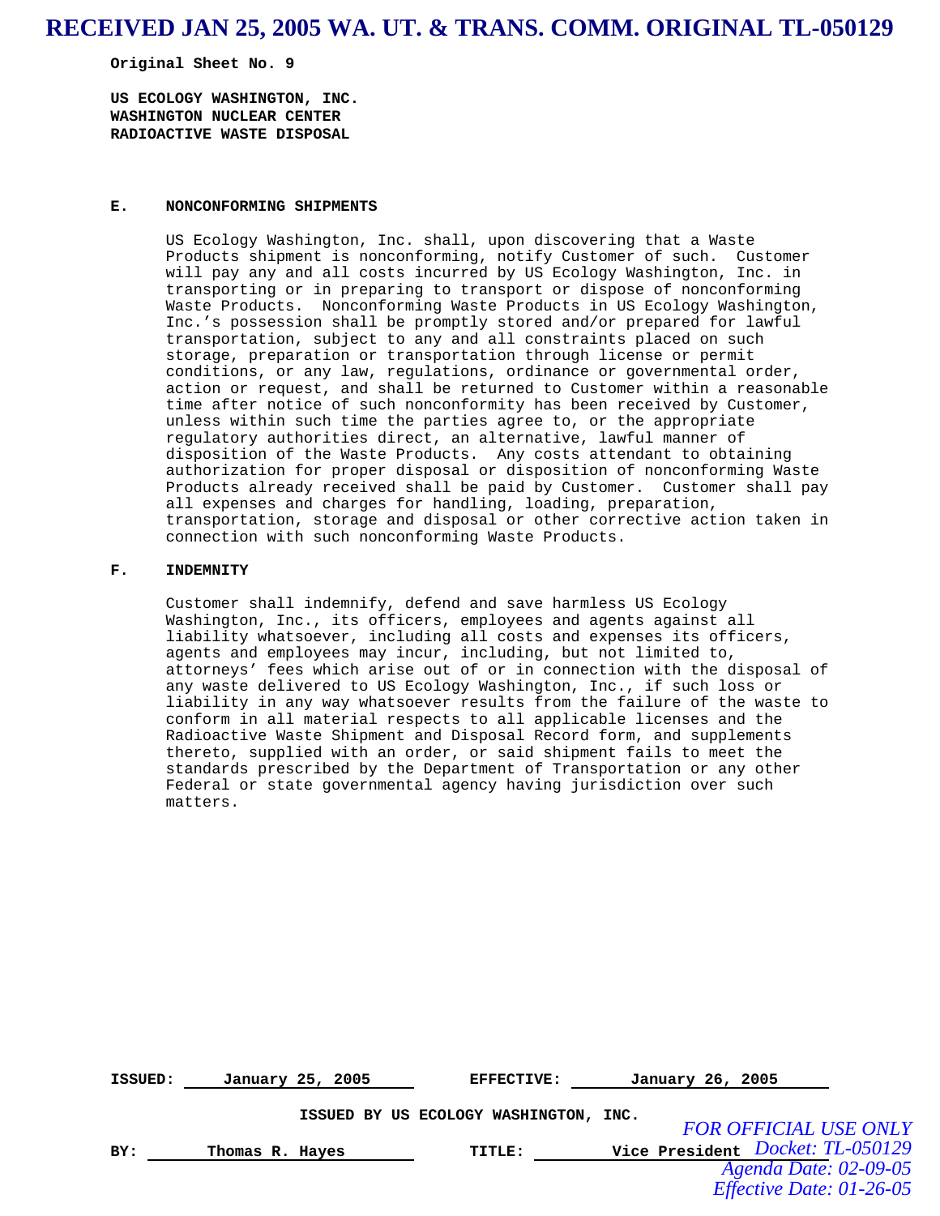**RECEIVED JAN 25, 2005 WA. UT. & TRANS. COMM. ORIGINAL TL-050129**

**Original Sheet No. 9**

**US ECOLOGY WASHINGTON, INC.**
**WASHINGTON NUCLEAR CENTER**
**RADIOACTIVE WASTE DISPOSAL**

## E. NONCONFORMING SHIPMENTS

US Ecology Washington, Inc. shall, upon discovering that a Waste Products shipment is nonconforming, notify Customer of such. Customer will pay any and all costs incurred by US Ecology Washington, Inc. in transporting or in preparing to transport or dispose of nonconforming Waste Products. Nonconforming Waste Products in US Ecology Washington, Inc.'s possession shall be promptly stored and/or prepared for lawful transportation, subject to any and all constraints placed on such storage, preparation or transportation through license or permit conditions, or any law, regulations, ordinance or governmental order, action or request, and shall be returned to Customer within a reasonable time after notice of such nonconformity has been received by Customer, unless within such time the parties agree to, or the appropriate regulatory authorities direct, an alternative, lawful manner of disposition of the Waste Products. Any costs attendant to obtaining authorization for proper disposal or disposition of nonconforming Waste Products already received shall be paid by Customer. Customer shall pay all expenses and charges for handling, loading, preparation, transportation, storage and disposal or other corrective action taken in connection with such nonconforming Waste Products.

## F. INDEMNITY

Customer shall indemnify, defend and save harmless US Ecology Washington, Inc., its officers, employees and agents against all liability whatsoever, including all costs and expenses its officers, agents and employees may incur, including, but not limited to, attorneys' fees which arise out of or in connection with the disposal of any waste delivered to US Ecology Washington, Inc., if such loss or liability in any way whatsoever results from the failure of the waste to conform in all material respects to all applicable licenses and the Radioactive Waste Shipment and Disposal Record form, and supplements thereto, supplied with an order, or said shipment fails to meet the standards prescribed by the Department of Transportation or any other Federal or state governmental agency having jurisdiction over such matters.

**ISSUED:** January 25, 2005 **EFFECTIVE:** January 26, 2005

**ISSUED BY US ECOLOGY WASHINGTON, INC.**

**BY:** Thomas R. Hayes **TITLE:** Vice President

*FOR OFFICIAL USE ONLY*
*Docket: TL-050129*
*Agenda Date: 02-09-05*
*Effective Date: 01-26-05*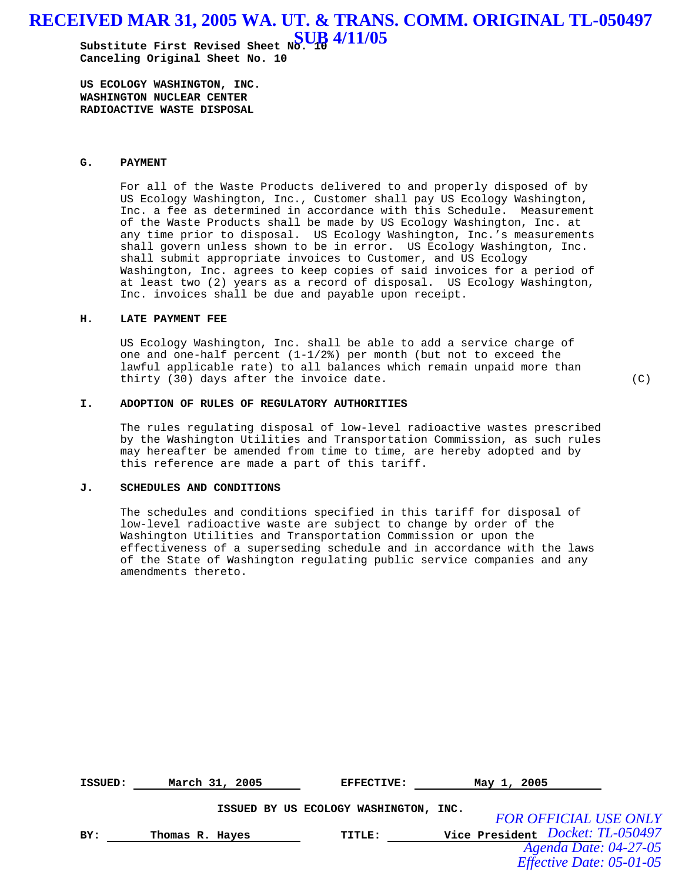**RECEIVED MAR 31, 2005 WA. UT. & TRANS. COMM. ORIGINAL TL-050497**
**SUB 4/11/05**

**Substitute First Revised Sheet No. 10**
**Canceling Original Sheet No. 10**

**US ECOLOGY WASHINGTON, INC.**
**WASHINGTON NUCLEAR CENTER**
**RADIOACTIVE WASTE DISPOSAL**

**G. PAYMENT**

For all of the Waste Products delivered to and properly disposed of by US Ecology Washington, Inc., Customer shall pay US Ecology Washington, Inc. a fee as determined in accordance with this Schedule. Measurement of the Waste Products shall be made by US Ecology Washington, Inc. at any time prior to disposal. US Ecology Washington, Inc.'s measurements shall govern unless shown to be in error. US Ecology Washington, Inc. shall submit appropriate invoices to Customer, and US Ecology Washington, Inc. agrees to keep copies of said invoices for a period of at least two (2) years as a record of disposal. US Ecology Washington, Inc. invoices shall be due and payable upon receipt.

**H. LATE PAYMENT FEE**

US Ecology Washington, Inc. shall be able to add a service charge of one and one-half percent (1-1/2%) per month (but not to exceed the lawful applicable rate) to all balances which remain unpaid more than thirty (30) days after the invoice date. (C)

**I. ADOPTION OF RULES OF REGULATORY AUTHORITIES**

The rules regulating disposal of low-level radioactive wastes prescribed by the Washington Utilities and Transportation Commission, as such rules may hereafter be amended from time to time, are hereby adopted and by this reference are made a part of this tariff.

**J. SCHEDULES AND CONDITIONS**

The schedules and conditions specified in this tariff for disposal of low-level radioactive waste are subject to change by order of the Washington Utilities and Transportation Commission or upon the effectiveness of a superseding schedule and in accordance with the laws of the State of Washington regulating public service companies and any amendments thereto.

**ISSUED:** March 31, 2005 **EFFECTIVE:** May 1, 2005

**ISSUED BY US ECOLOGY WASHINGTON, INC.**

**BY:** Thomas R. Hayes **TITLE:** Vice President

*FOR OFFICIAL USE ONLY*
*Docket: TL-050497*
*Agenda Date: 04-27-05*
*Effective Date: 05-01-05*